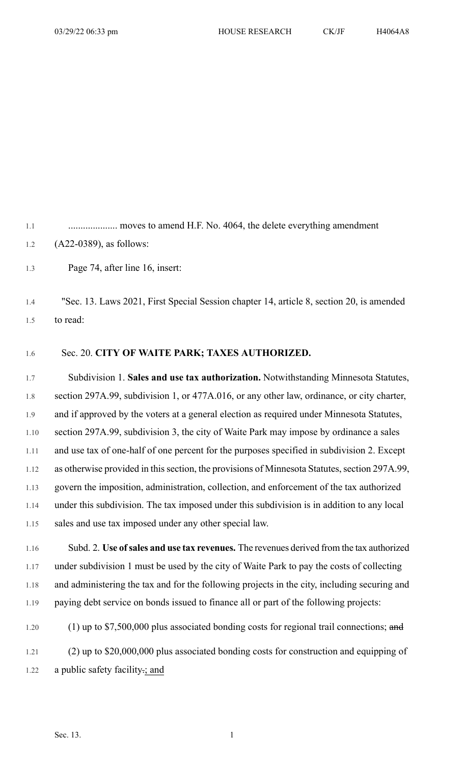.................... moves to amend H.F. No. 4064, the delete everything amendment (A22-0389), as follows:

Page 74, after line 16, insert:

"Sec. 13. Laws 2021, First Special Session chapter 14, article 8, section 20, is amended to read:

Sec. 20. **CITY OF WAITE PARK; TAXES AUTHORIZED.**

Subdivision 1. **Sales and use tax authorization.** Notwithstanding Minnesota Statutes, section 297A.99, subdivision 1, or 477A.016, or any other law, ordinance, or city charter, and if approved by the voters at a general election as required under Minnesota Statutes, section 297A.99, subdivision 3, the city of Waite Park may impose by ordinance a sales and use tax of one-half of one percent for the purposes specified in subdivision 2. Except as otherwise provided in this section, the provisions of Minnesota Statutes, section 297A.99, govern the imposition, administration, collection, and enforcement of the tax authorized under this subdivision. The tax imposed under this subdivision is in addition to any local sales and use tax imposed under any other special law.

Subd. 2. **Use of sales and use tax revenues.** The revenues derived from the tax authorized under subdivision 1 must be used by the city of Waite Park to pay the costs of collecting and administering the tax and for the following projects in the city, including securing and paying debt service on bonds issued to finance all or part of the following projects:

(1) up to $7,500,000 plus associated bonding costs for regional trail connections; ~~and~~

(2) up to $20,000,000 plus associated bonding costs for construction and equipping of a public safety facility~~.~~; and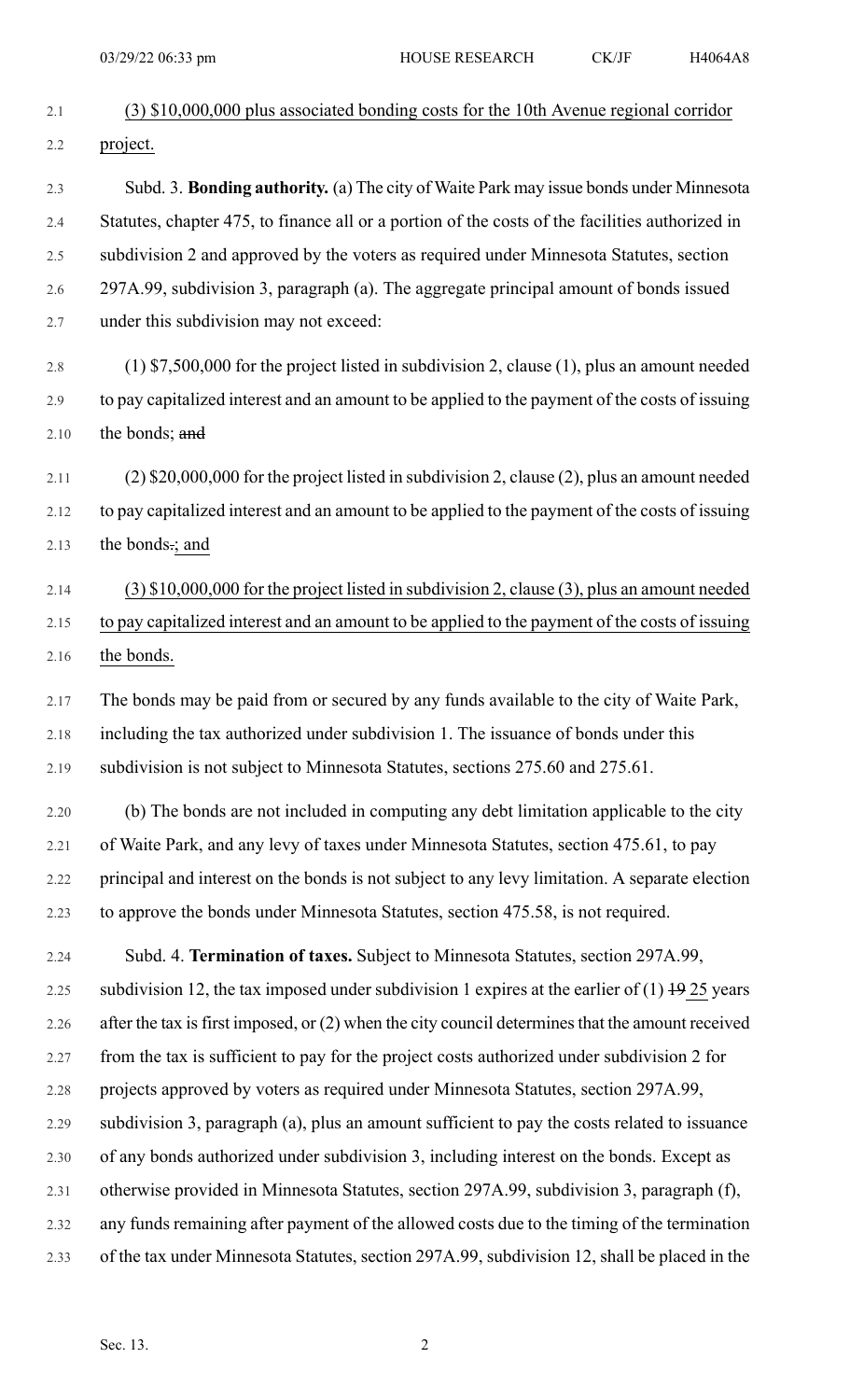(3) $10,000,000 plus associated bonding costs for the 10th Avenue regional corridor project.

Subd. 3. **Bonding authority.** (a) The city of Waite Park may issue bonds under Minnesota Statutes, chapter 475, to finance all or a portion of the costs of the facilities authorized in subdivision 2 and approved by the voters as required under Minnesota Statutes, section 297A.99, subdivision 3, paragraph (a). The aggregate principal amount of bonds issued under this subdivision may not exceed:

(1) $7,500,000 for the project listed in subdivision 2, clause (1), plus an amount needed to pay capitalized interest and an amount to be applied to the payment of the costs of issuing the bonds; ~~and~~

(2) $20,000,000 for the project listed in subdivision 2, clause (2), plus an amount needed to pay capitalized interest and an amount to be applied to the payment of the costs of issuing the bonds~~.~~; and

(3) $10,000,000 for the project listed in subdivision 2, clause (3), plus an amount needed to pay capitalized interest and an amount to be applied to the payment of the costs of issuing the bonds.

The bonds may be paid from or secured by any funds available to the city of Waite Park, including the tax authorized under subdivision 1. The issuance of bonds under this subdivision is not subject to Minnesota Statutes, sections 275.60 and 275.61.

(b) The bonds are not included in computing any debt limitation applicable to the city of Waite Park, and any levy of taxes under Minnesota Statutes, section 475.61, to pay principal and interest on the bonds is not subject to any levy limitation. A separate election to approve the bonds under Minnesota Statutes, section 475.58, is not required.

Subd. 4. **Termination of taxes.** Subject to Minnesota Statutes, section 297A.99, subdivision 12, the tax imposed under subdivision 1 expires at the earlier of (1) ~~19~~ 25 years after the tax is first imposed, or (2) when the city council determines that the amount received from the tax is sufficient to pay for the project costs authorized under subdivision 2 for projects approved by voters as required under Minnesota Statutes, section 297A.99, subdivision 3, paragraph (a), plus an amount sufficient to pay the costs related to issuance of any bonds authorized under subdivision 3, including interest on the bonds. Except as otherwise provided in Minnesota Statutes, section 297A.99, subdivision 3, paragraph (f), any funds remaining after payment of the allowed costs due to the timing of the termination of the tax under Minnesota Statutes, section 297A.99, subdivision 12, shall be placed in the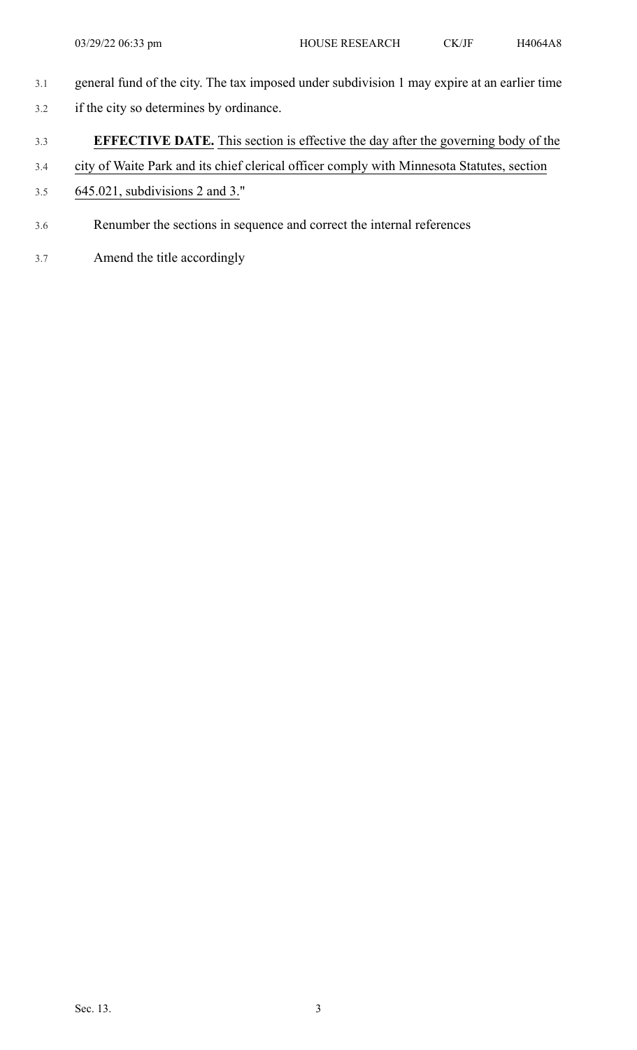general fund of the city. The tax imposed under subdivision 1 may expire at an earlier time if the city so determines by ordinance.

**EFFECTIVE DATE.** This section is effective the day after the governing body of the city of Waite Park and its chief clerical officer comply with Minnesota Statutes, section 645.021, subdivisions 2 and 3."

Renumber the sections in sequence and correct the internal references

Amend the title accordingly